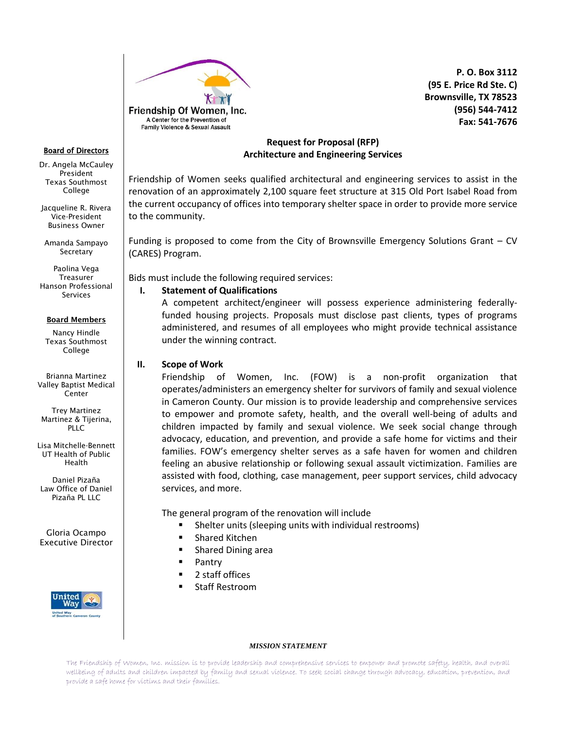Friendship Of Women, Inc.
A Center for the Prevention of Family Violence & Sexual Assault

**P. O. Box 3112**
**(95 E. Price Rd Ste. C)**
**Brownsville, TX 78523**
**(956) 544-7412**
**Fax: 541-7676**

**Board of Directors**

Dr. Angela McCauley
President
Texas Southmost College

Jacqueline R. Rivera
Vice-President
Business Owner

Amanda Sampayo
Secretary

Paolina Vega
Treasurer
Hanson Professional Services

**Board Members**

Nancy Hindle
Texas Southmost College

Brianna Martinez
Valley Baptist Medical Center

Trey Martinez
Martinez & Tijerina, PLLC

Lisa Mitchelle-Bennett
UT Health of Public Health

Daniel Pizaña
Law Office of Daniel Pizaña PL LLC

Gloria Ocampo
Executive Director

# Request for Proposal (RFP)
## Architecture and Engineering Services

Friendship of Women seeks qualified architectural and engineering services to assist in the renovation of an approximately 2,100 square feet structure at 315 Old Port Isabel Road from the current occupancy of offices into temporary shelter space in order to provide more service to the community.

Funding is proposed to come from the City of Brownsville Emergency Solutions Grant – CV (CARES) Program.

Bids must include the following required services:

### I. Statement of Qualifications

A competent architect/engineer will possess experience administering federally-funded housing projects. Proposals must disclose past clients, types of programs administered, and resumes of all employees who might provide technical assistance under the winning contract.

### II. Scope of Work

Friendship of Women, Inc. (FOW) is a non-profit organization that operates/administers an emergency shelter for survivors of family and sexual violence in Cameron County. Our mission is to provide leadership and comprehensive services to empower and promote safety, health, and the overall well-being of adults and children impacted by family and sexual violence. We seek social change through advocacy, education, and prevention, and provide a safe home for victims and their families. FOW's emergency shelter serves as a safe haven for women and children feeling an abusive relationship or following sexual assault victimization. Families are assisted with food, clothing, case management, peer support services, child advocacy services, and more.

The general program of the renovation will include

- Shelter units (sleeping units with individual restrooms)
- Shared Kitchen
- Shared Dining area
- Pantry
- 2 staff offices
- Staff Restroom

***MISSION STATEMENT***

The Friendship of Women, Inc. mission is to provide leadership and comprehensive services to empower and promote safety, health, and overall wellbeing of adults and children impacted by family and sexual violence. To seek social change through advocacy, education, prevention, and provide a safe home for victims and their families.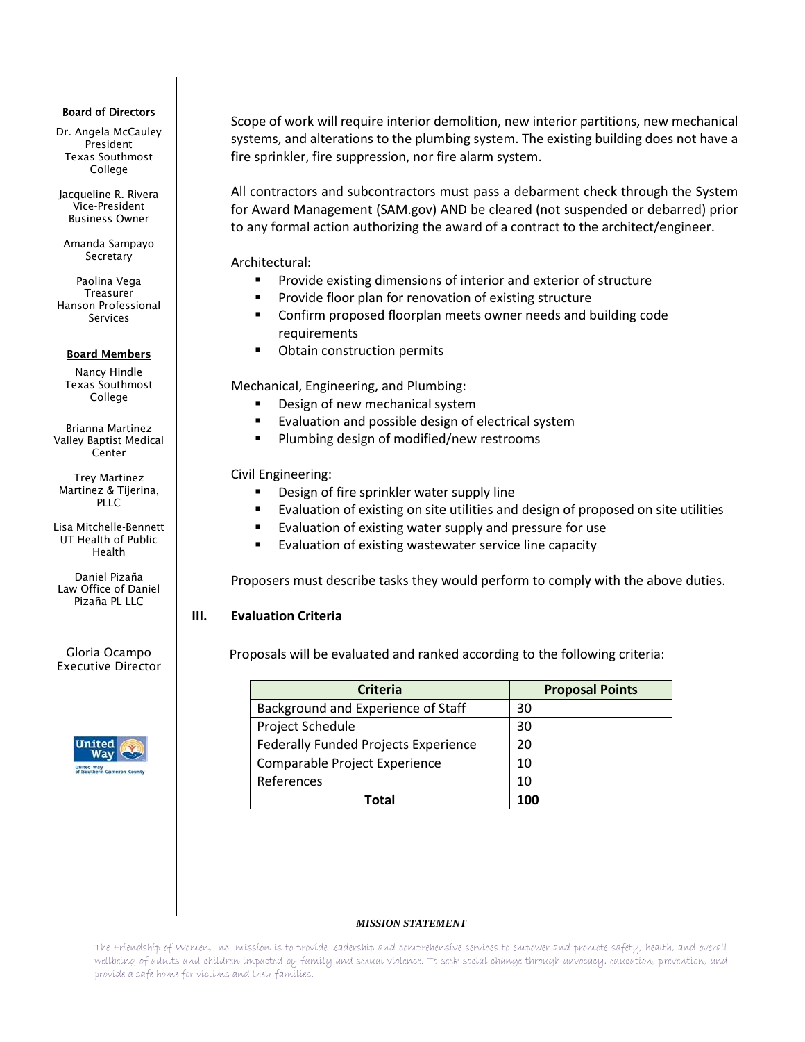**Board of Directors**

Dr. Angela McCauley
President
Texas Southmost College

Jacqueline R. Rivera
Vice-President
Business Owner

Amanda Sampayo
Secretary

Paolina Vega
Treasurer
Hanson Professional Services

**Board Members**

Nancy Hindle
Texas Southmost College

Brianna Martinez
Valley Baptist Medical Center

Trey Martinez
Martinez & Tijerina, PLLC

Lisa Mitchelle-Bennett
UT Health of Public Health

Daniel Pizaña
Law Office of Daniel Pizaña PL LLC

Gloria Ocampo
Executive Director

Scope of work will require interior demolition, new interior partitions, new mechanical systems, and alterations to the plumbing system. The existing building does not have a fire sprinkler, fire suppression, nor fire alarm system.

All contractors and subcontractors must pass a debarment check through the System for Award Management (SAM.gov) AND be cleared (not suspended or debarred) prior to any formal action authorizing the award of a contract to the architect/engineer.

Architectural:

- Provide existing dimensions of interior and exterior of structure
- Provide floor plan for renovation of existing structure
- Confirm proposed floorplan meets owner needs and building code requirements
- Obtain construction permits

Mechanical, Engineering, and Plumbing:

- Design of new mechanical system
- Evaluation and possible design of electrical system
- Plumbing design of modified/new restrooms

Civil Engineering:

- Design of fire sprinkler water supply line
- Evaluation of existing on site utilities and design of proposed on site utilities
- Evaluation of existing water supply and pressure for use
- Evaluation of existing wastewater service line capacity

Proposers must describe tasks they would perform to comply with the above duties.

## III. Evaluation Criteria

Proposals will be evaluated and ranked according to the following criteria:

| Criteria | Proposal Points |
|---|---|
| Background and Experience of Staff | 30 |
| Project Schedule | 30 |
| Federally Funded Projects Experience | 20 |
| Comparable Project Experience | 10 |
| References | 10 |
| **Total** | **100** |

***MISSION STATEMENT***

The Friendship of Women, Inc. mission is to provide leadership and comprehensive services to empower and promote safety, health, and overall wellbeing of adults and children impacted by family and sexual violence. To seek social change through advocacy, education, prevention, and provide a safe home for victims and their families.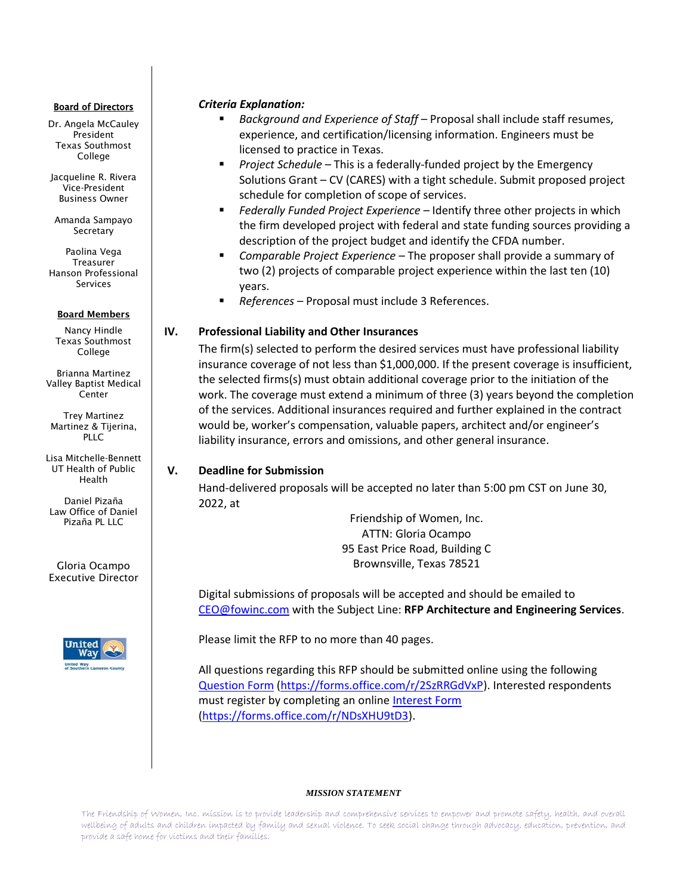**Board of Directors**

Dr. Angela McCauley
President
Texas Southmost College

Jacqueline R. Rivera
Vice-President
Business Owner

Amanda Sampayo
Secretary

Paolina Vega
Treasurer
Hanson Professional Services

**Board Members**

Nancy Hindle
Texas Southmost College

Brianna Martinez
Valley Baptist Medical Center

Trey Martinez
Martinez & Tijerina, PLLC

Lisa Mitchelle-Bennett
UT Health of Public Health

Daniel Pizaña
Law Office of Daniel Pizaña PL LLC

Gloria Ocampo
Executive Director

***Criteria Explanation:***

- *Background and Experience of Staff* – Proposal shall include staff resumes, experience, and certification/licensing information. Engineers must be licensed to practice in Texas.
- *Project Schedule* – This is a federally-funded project by the Emergency Solutions Grant – CV (CARES) with a tight schedule. Submit proposed project schedule for completion of scope of services.
- *Federally Funded Project Experience* – Identify three other projects in which the firm developed project with federal and state funding sources providing a description of the project budget and identify the CFDA number.
- *Comparable Project Experience* – The proposer shall provide a summary of two (2) projects of comparable project experience within the last ten (10) years.
- *References* – Proposal must include 3 References.

## IV. Professional Liability and Other Insurances

The firm(s) selected to perform the desired services must have professional liability insurance coverage of not less than $1,000,000. If the present coverage is insufficient, the selected firms(s) must obtain additional coverage prior to the initiation of the work. The coverage must extend a minimum of three (3) years beyond the completion of the services. Additional insurances required and further explained in the contract would be, worker's compensation, valuable papers, architect and/or engineer's liability insurance, errors and omissions, and other general insurance.

## V. Deadline for Submission

Hand-delivered proposals will be accepted no later than 5:00 pm CST on June 30, 2022, at

Friendship of Women, Inc.
ATTN: Gloria Ocampo
95 East Price Road, Building C
Brownsville, Texas 78521

Digital submissions of proposals will be accepted and should be emailed to CEO@fowinc.com with the Subject Line: **RFP Architecture and Engineering Services**.

Please limit the RFP to no more than 40 pages.

All questions regarding this RFP should be submitted online using the following Question Form (https://forms.office.com/r/2SzRRGdVxP). Interested respondents must register by completing an online Interest Form (https://forms.office.com/r/NDsXHU9tD3).

***MISSION STATEMENT***

The Friendship of Women, Inc. mission is to provide leadership and comprehensive services to empower and promote safety, health, and overall wellbeing of adults and children impacted by family and sexual violence. To seek social change through advocacy, education, prevention, and provide a safe home for victims and their families.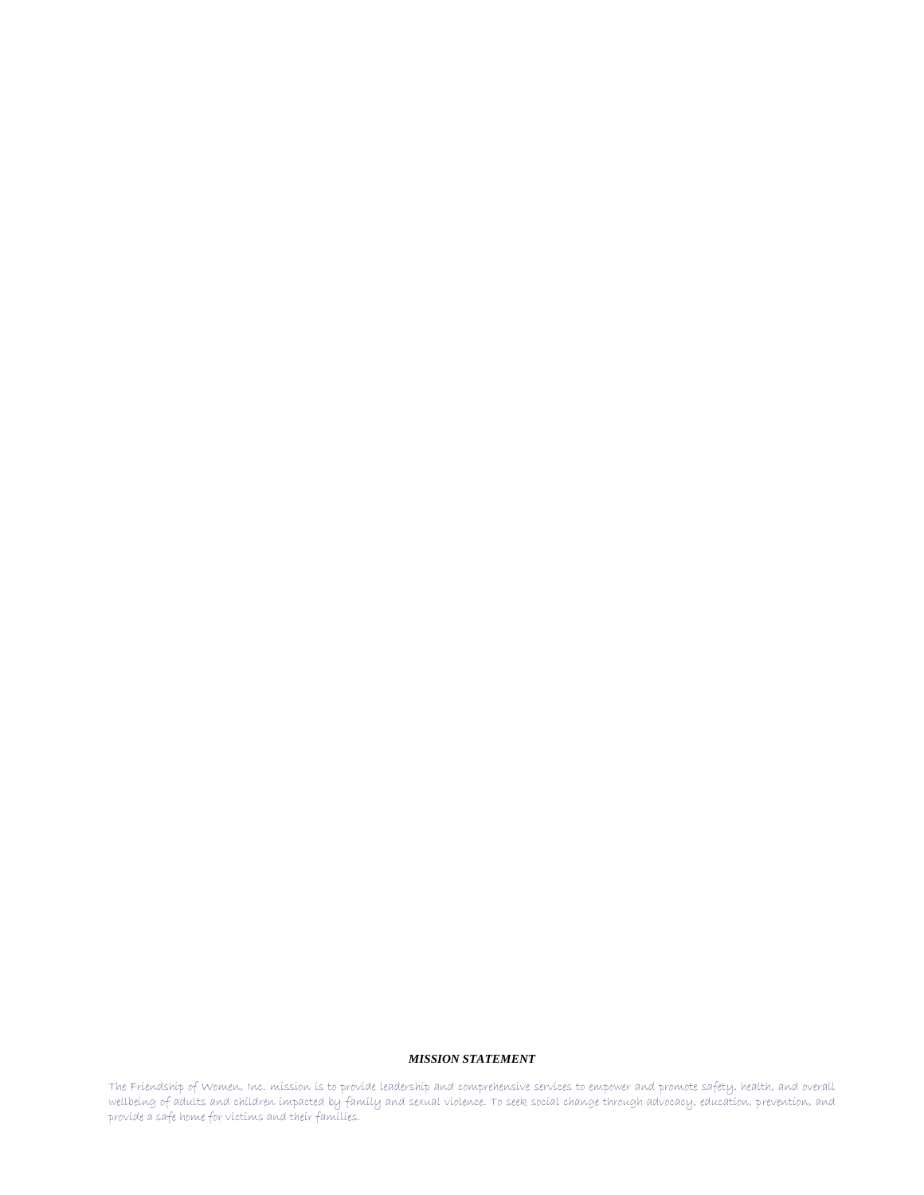***MISSION STATEMENT***

The Friendship of Women, Inc. mission is to provide leadership and comprehensive services to empower and promote safety, health, and overall wellbeing of adults and children impacted by family and sexual violence. To seek social change through advocacy, education, prevention, and provide a safe home for victims and their families.